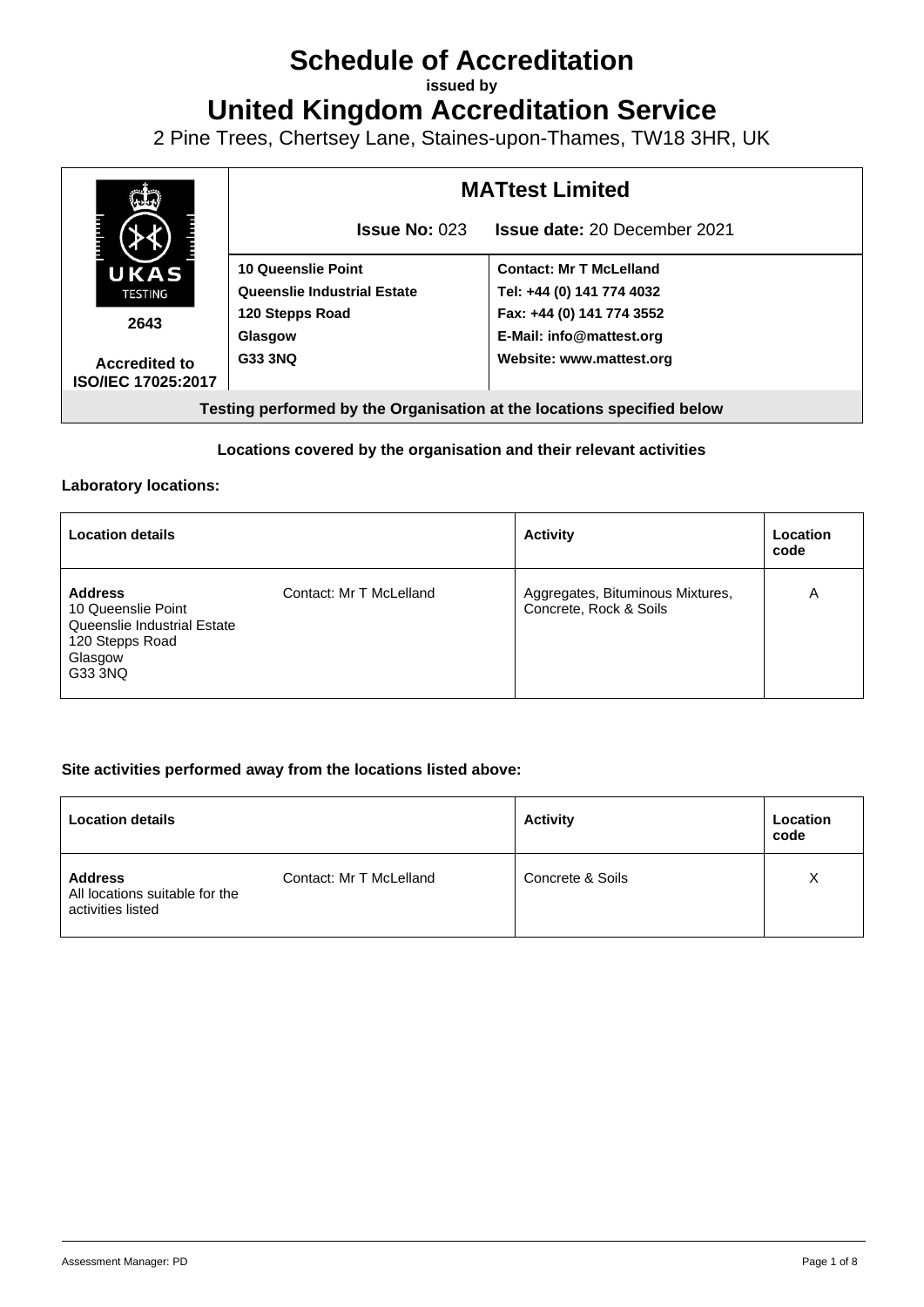# Schedule of Accreditation

**issued by**

# United Kingdom Accreditation Service

2 Pine Trees, Chertsey Lane, Staines-upon-Thames, TW18 3HR, UK

| UKAS TESTING 2643 Accredited to ISO/IEC 17025:2017 | **MATtest Limited** | |
|---|---|---|
| | **Issue No:** 023 | **Issue date:** 20 December 2021 |
| | **10 Queenslie Point** **Queenslie Industrial Estate** **120 Stepps Road** **Glasgow** **G33 3NQ** | **Contact: Mr T McLelland** **Tel: +44 (0) 141 774 4032** **Fax: +44 (0) 141 774 3552** **E-Mail: info@mattest.org** **Website: www.mattest.org** |

**Testing performed by the Organisation at the locations specified below**

**Locations covered by the organisation and their relevant activities**

**Laboratory locations:**

| Location details | | Activity | Location code |
|---|---|---|---|
| **Address** 10 Queenslie Point Queenslie Industrial Estate 120 Stepps Road Glasgow G33 3NQ | Contact: Mr T McLelland | Aggregates, Bituminous Mixtures, Concrete, Rock & Soils | A |

**Site activities performed away from the locations listed above:**

| Location details | | Activity | Location code |
|---|---|---|---|
| **Address** All locations suitable for the activities listed | Contact: Mr T McLelland | Concrete & Soils | X |

Assessment Manager: PD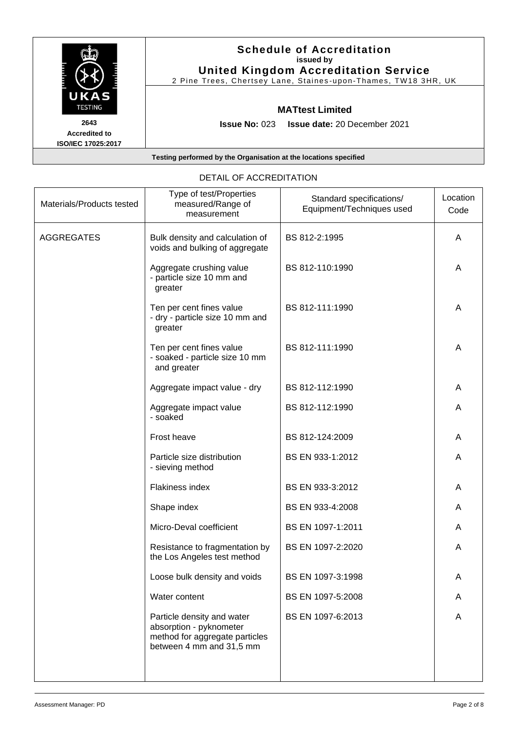# Schedule of Accreditation

**issued by**

**United Kingdom Accreditation Service**

2 Pine Trees, Chertsey Lane, Staines-upon-Thames, TW18 3HR, UK

**2643**
**Accredited to**
**ISO/IEC 17025:2017**

**MATtest Limited**

**Issue No:** 023 **Issue date:** 20 December 2021

**Testing performed by the Organisation at the locations specified**

DETAIL OF ACCREDITATION

| Materials/Products tested | Type of test/Properties measured/Range of measurement | Standard specifications/ Equipment/Techniques used | Location Code |
|---|---|---|---|
| AGGREGATES | Bulk density and calculation of voids and bulking of aggregate | BS 812-2:1995 | A |
| | Aggregate crushing value - particle size 10 mm and greater | BS 812-110:1990 | A |
| | Ten per cent fines value - dry - particle size 10 mm and greater | BS 812-111:1990 | A |
| | Ten per cent fines value - soaked - particle size 10 mm and greater | BS 812-111:1990 | A |
| | Aggregate impact value - dry | BS 812-112:1990 | A |
| | Aggregate impact value - soaked | BS 812-112:1990 | A |
| | Frost heave | BS 812-124:2009 | A |
| | Particle size distribution - sieving method | BS EN 933-1:2012 | A |
| | Flakiness index | BS EN 933-3:2012 | A |
| | Shape index | BS EN 933-4:2008 | A |
| | Micro-Deval coefficient | BS EN 1097-1:2011 | A |
| | Resistance to fragmentation by the Los Angeles test method | BS EN 1097-2:2020 | A |
| | Loose bulk density and voids | BS EN 1097-3:1998 | A |
| | Water content | BS EN 1097-5:2008 | A |
| | Particle density and water absorption - pyknometer method for aggregate particles between 4 mm and 31,5 mm | BS EN 1097-6:2013 | A |

Assessment Manager: PD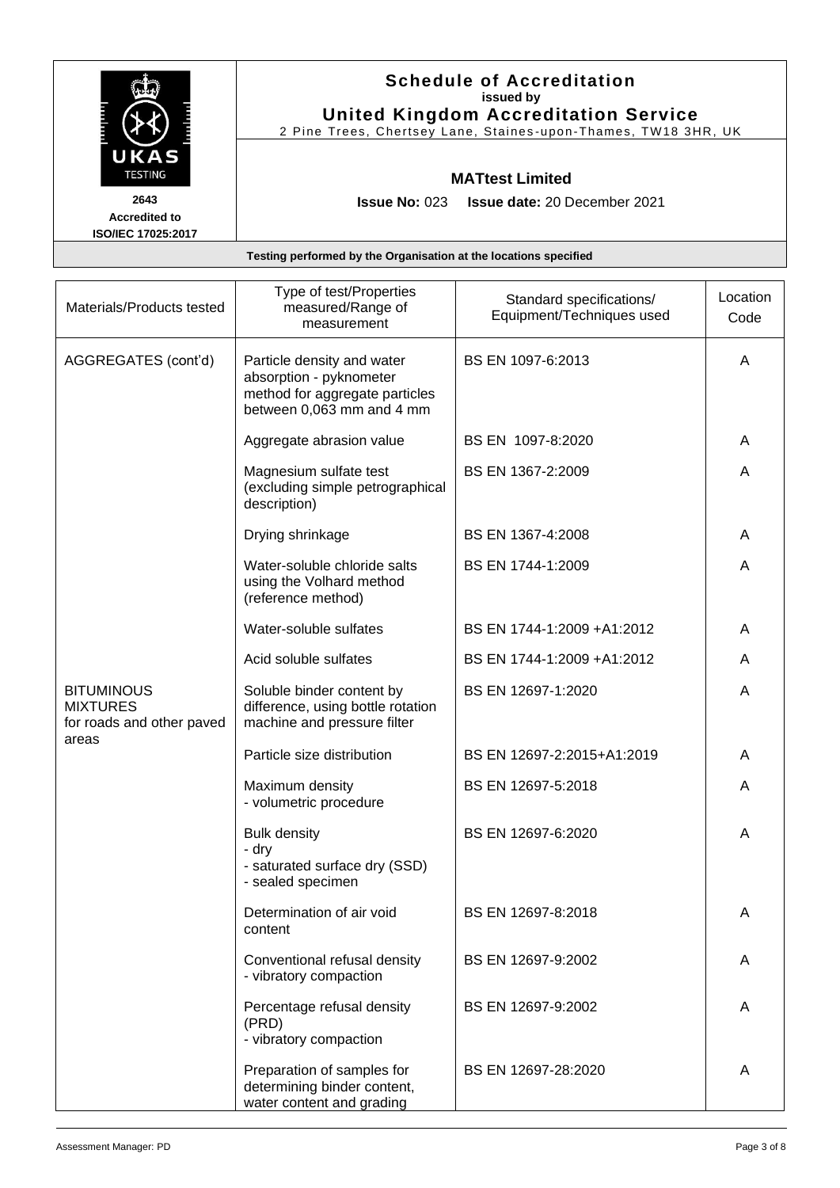**Schedule of Accreditation**
**issued by**
**United Kingdom Accreditation Service**
2 Pine Trees, Chertsey Lane, Staines-upon-Thames, TW18 3HR, UK

UKAS TESTING
**2643**
**Accredited to ISO/IEC 17025:2017**

**MATtest Limited**

**Issue No:** 023 **Issue date:** 20 December 2021

**Testing performed by the Organisation at the locations specified**

| Materials/Products tested | Type of test/Properties measured/Range of measurement | Standard specifications/ Equipment/Techniques used | Location Code |
|---|---|---|---|
| AGGREGATES (cont'd) | Particle density and water absorption - pyknometer method for aggregate particles between 0,063 mm and 4 mm | BS EN 1097-6:2013 | A |
| | Aggregate abrasion value | BS EN 1097-8:2020 | A |
| | Magnesium sulfate test (excluding simple petrographical description) | BS EN 1367-2:2009 | A |
| | Drying shrinkage | BS EN 1367-4:2008 | A |
| | Water-soluble chloride salts using the Volhard method (reference method) | BS EN 1744-1:2009 | A |
| | Water-soluble sulfates | BS EN 1744-1:2009 +A1:2012 | A |
| | Acid soluble sulfates | BS EN 1744-1:2009 +A1:2012 | A |
| BITUMINOUS MIXTURES for roads and other paved areas | Soluble binder content by difference, using bottle rotation machine and pressure filter | BS EN 12697-1:2020 | A |
| | Particle size distribution | BS EN 12697-2:2015+A1:2019 | A |
| | Maximum density - volumetric procedure | BS EN 12697-5:2018 | A |
| | Bulk density - dry - saturated surface dry (SSD) - sealed specimen | BS EN 12697-6:2020 | A |
| | Determination of air void content | BS EN 12697-8:2018 | A |
| | Conventional refusal density - vibratory compaction | BS EN 12697-9:2002 | A |
| | Percentage refusal density (PRD) - vibratory compaction | BS EN 12697-9:2002 | A |
| | Preparation of samples for determining binder content, water content and grading | BS EN 12697-28:2020 | A |

Assessment Manager: PD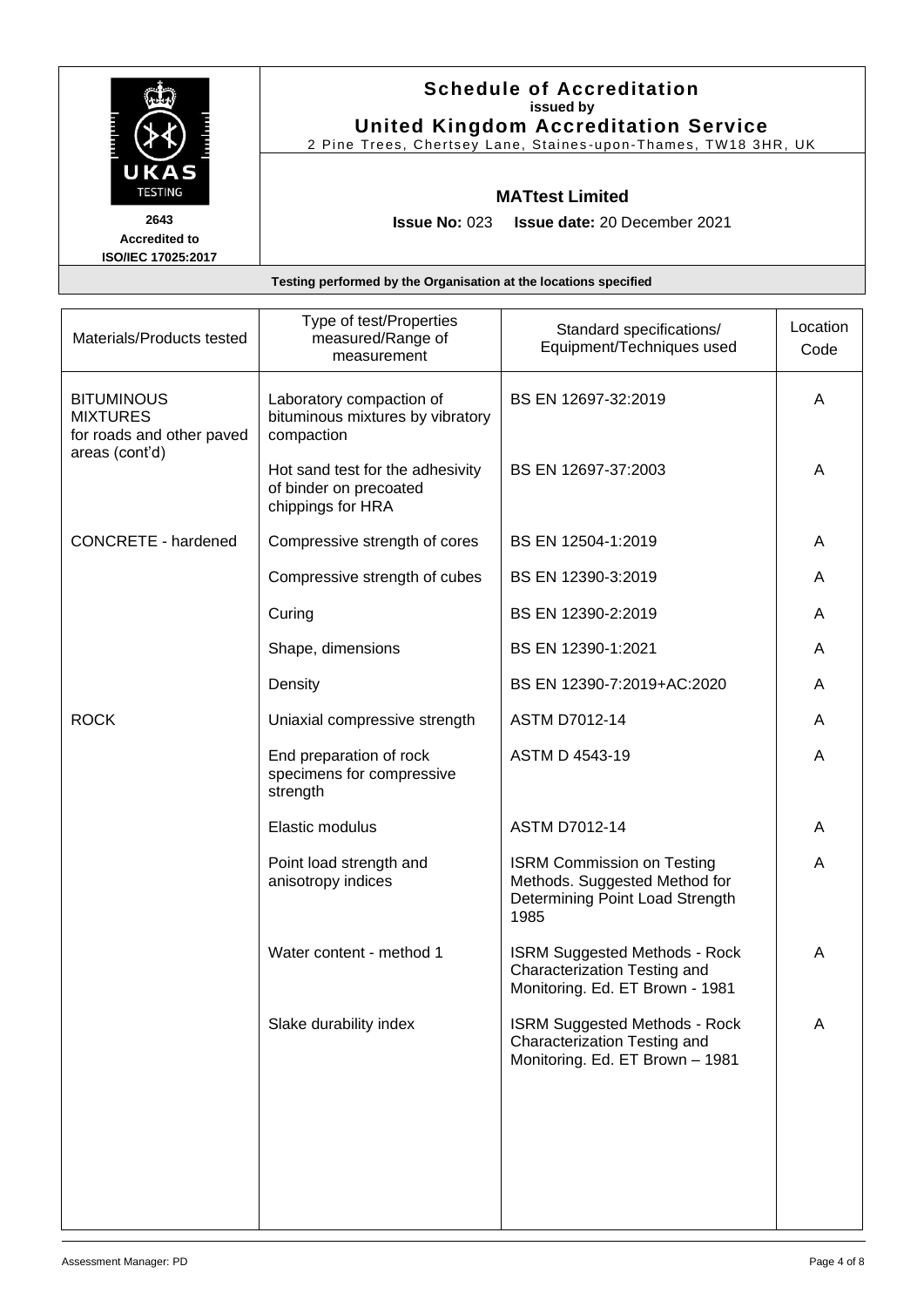## Schedule of Accreditation
**issued by**
## United Kingdom Accreditation Service
2 Pine Trees, Chertsey Lane, Staines-upon-Thames, TW18 3HR, UK

**2643**
**Accredited to**
**ISO/IEC 17025:2017**

### MATtest Limited

**Issue No:** 023 **Issue date:** 20 December 2021

**Testing performed by the Organisation at the locations specified**

| Materials/Products tested | Type of test/Properties measured/Range of measurement | Standard specifications/ Equipment/Techniques used | Location Code |
|---|---|---|---|
| BITUMINOUS MIXTURES for roads and other paved areas (cont'd) | Laboratory compaction of bituminous mixtures by vibratory compaction | BS EN 12697-32:2019 | A |
| | Hot sand test for the adhesivity of binder on precoated chippings for HRA | BS EN 12697-37:2003 | A |
| CONCRETE - hardened | Compressive strength of cores | BS EN 12504-1:2019 | A |
| | Compressive strength of cubes | BS EN 12390-3:2019 | A |
| | Curing | BS EN 12390-2:2019 | A |
| | Shape, dimensions | BS EN 12390-1:2021 | A |
| | Density | BS EN 12390-7:2019+AC:2020 | A |
| ROCK | Uniaxial compressive strength | ASTM D7012-14 | A |
| | End preparation of rock specimens for compressive strength | ASTM D 4543-19 | A |
| | Elastic modulus | ASTM D7012-14 | A |
| | Point load strength and anisotropy indices | ISRM Commission on Testing Methods. Suggested Method for Determining Point Load Strength 1985 | A |
| | Water content - method 1 | ISRM Suggested Methods - Rock Characterization Testing and Monitoring. Ed. ET Brown - 1981 | A |
| | Slake durability index | ISRM Suggested Methods - Rock Characterization Testing and Monitoring. Ed. ET Brown – 1981 | A |

Assessment Manager: PD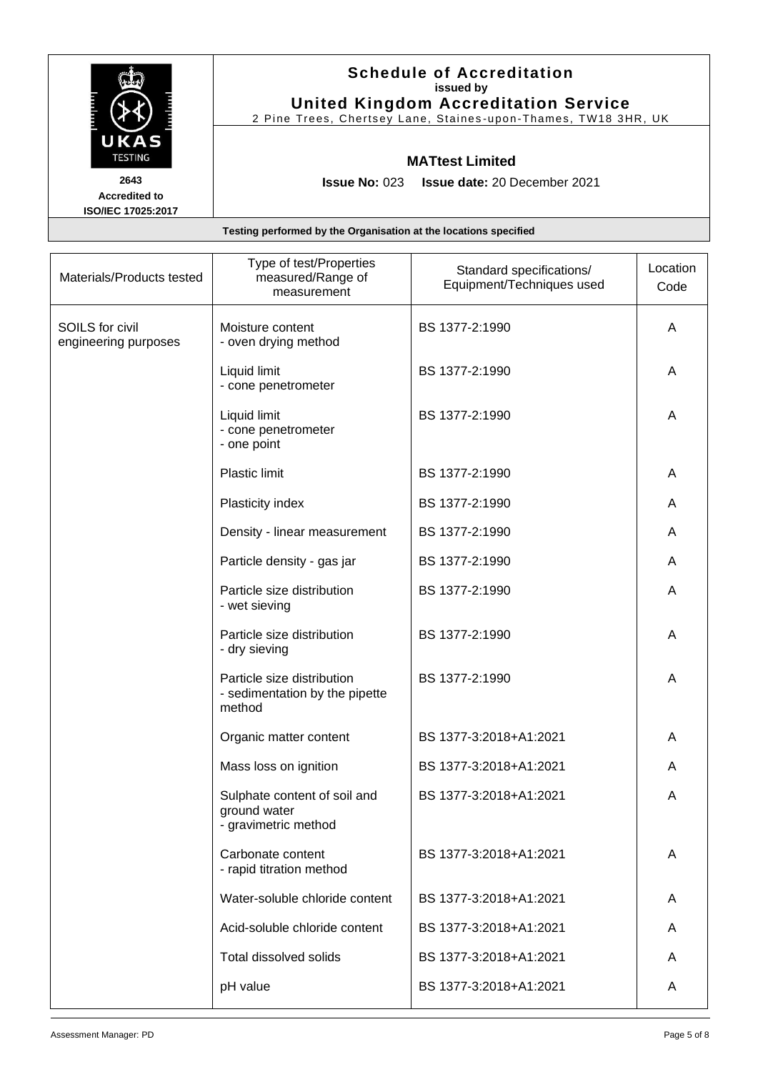# Schedule of Accreditation

**issued by**

## United Kingdom Accreditation Service

2 Pine Trees, Chertsey Lane, Staines-upon-Thames, TW18 3HR, UK

**2643**
**Accredited to ISO/IEC 17025:2017**

### MATtest Limited

**Issue No:** 023 **Issue date:** 20 December 2021

**Testing performed by the Organisation at the locations specified**

| Materials/Products tested | Type of test/Properties measured/Range of measurement | Standard specifications/ Equipment/Techniques used | Location Code |
|---|---|---|---|
| SOILS for civil engineering purposes | Moisture content<br>- oven drying method | BS 1377-2:1990 | A |
| | Liquid limit<br>- cone penetrometer | BS 1377-2:1990 | A |
| | Liquid limit<br>- cone penetrometer<br>- one point | BS 1377-2:1990 | A |
| | Plastic limit | BS 1377-2:1990 | A |
| | Plasticity index | BS 1377-2:1990 | A |
| | Density - linear measurement | BS 1377-2:1990 | A |
| | Particle density - gas jar | BS 1377-2:1990 | A |
| | Particle size distribution<br>- wet sieving | BS 1377-2:1990 | A |
| | Particle size distribution<br>- dry sieving | BS 1377-2:1990 | A |
| | Particle size distribution<br>- sedimentation by the pipette method | BS 1377-2:1990 | A |
| | Organic matter content | BS 1377-3:2018+A1:2021 | A |
| | Mass loss on ignition | BS 1377-3:2018+A1:2021 | A |
| | Sulphate content of soil and ground water<br>- gravimetric method | BS 1377-3:2018+A1:2021 | A |
| | Carbonate content<br>- rapid titration method | BS 1377-3:2018+A1:2021 | A |
| | Water-soluble chloride content | BS 1377-3:2018+A1:2021 | A |
| | Acid-soluble chloride content | BS 1377-3:2018+A1:2021 | A |
| | Total dissolved solids | BS 1377-3:2018+A1:2021 | A |
| | pH value | BS 1377-3:2018+A1:2021 | A |

Assessment Manager: PD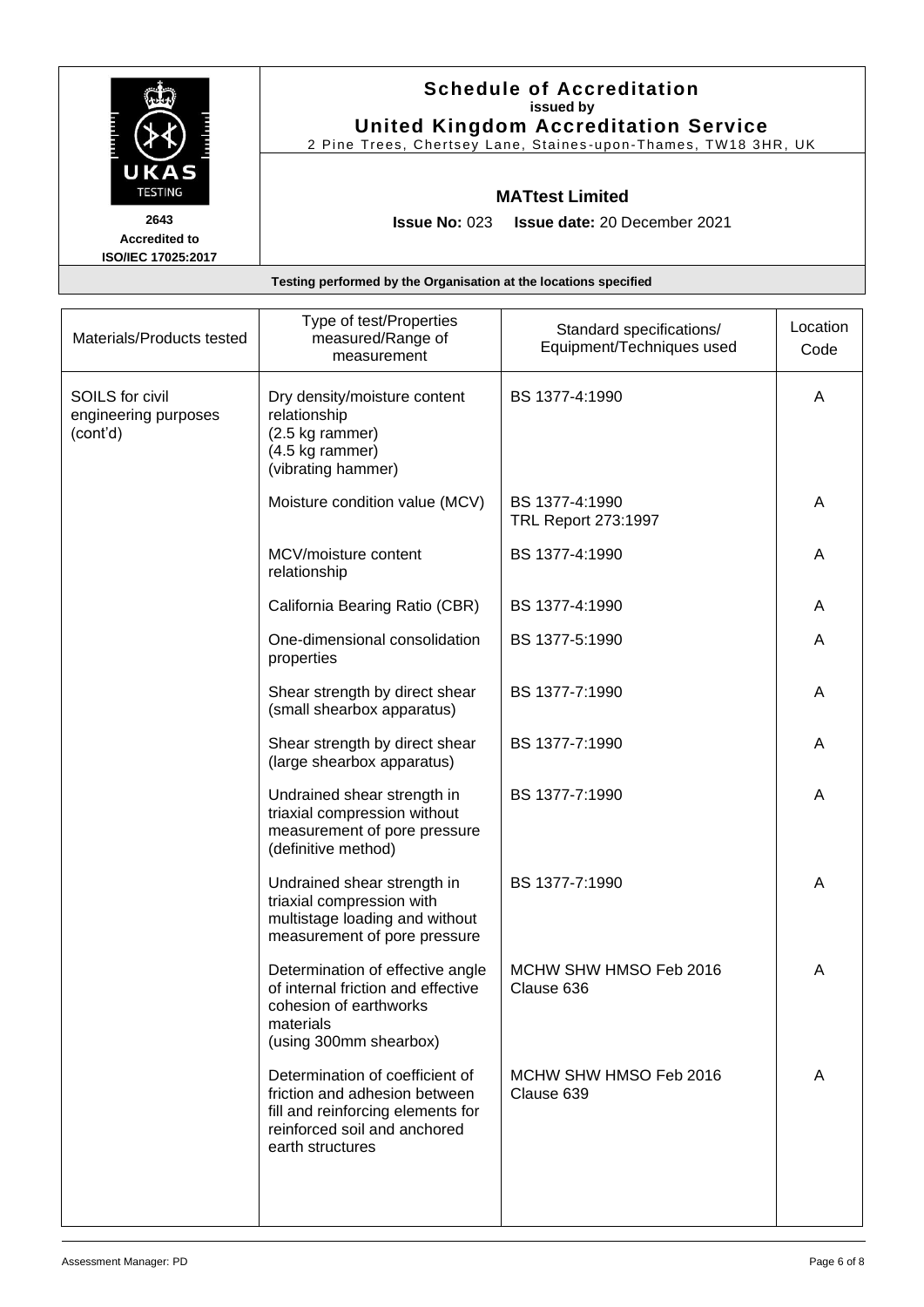# Schedule of Accreditation
**issued by**
**United Kingdom Accreditation Service**
2 Pine Trees, Chertsey Lane, Staines-upon-Thames, TW18 3HR, UK

**2643**
**Accredited to**
**ISO/IEC 17025:2017**

## MATtest Limited

**Issue No:** 023 **Issue date:** 20 December 2021

**Testing performed by the Organisation at the locations specified**

| Materials/Products tested | Type of test/Properties measured/Range of measurement | Standard specifications/ Equipment/Techniques used | Location Code |
|---|---|---|---|
| SOILS for civil engineering purposes (cont'd) | Dry density/moisture content relationship (2.5 kg rammer) (4.5 kg rammer) (vibrating hammer) | BS 1377-4:1990 | A |
| | Moisture condition value (MCV) | BS 1377-4:1990 TRL Report 273:1997 | A |
| | MCV/moisture content relationship | BS 1377-4:1990 | A |
| | California Bearing Ratio (CBR) | BS 1377-4:1990 | A |
| | One-dimensional consolidation properties | BS 1377-5:1990 | A |
| | Shear strength by direct shear (small shearbox apparatus) | BS 1377-7:1990 | A |
| | Shear strength by direct shear (large shearbox apparatus) | BS 1377-7:1990 | A |
| | Undrained shear strength in triaxial compression without measurement of pore pressure (definitive method) | BS 1377-7:1990 | A |
| | Undrained shear strength in triaxial compression with multistage loading and without measurement of pore pressure | BS 1377-7:1990 | A |
| | Determination of effective angle of internal friction and effective cohesion of earthworks materials (using 300mm shearbox) | MCHW SHW HMSO Feb 2016 Clause 636 | A |
| | Determination of coefficient of friction and adhesion between fill and reinforcing elements for reinforced soil and anchored earth structures | MCHW SHW HMSO Feb 2016 Clause 639 | A |

Assessment Manager: PD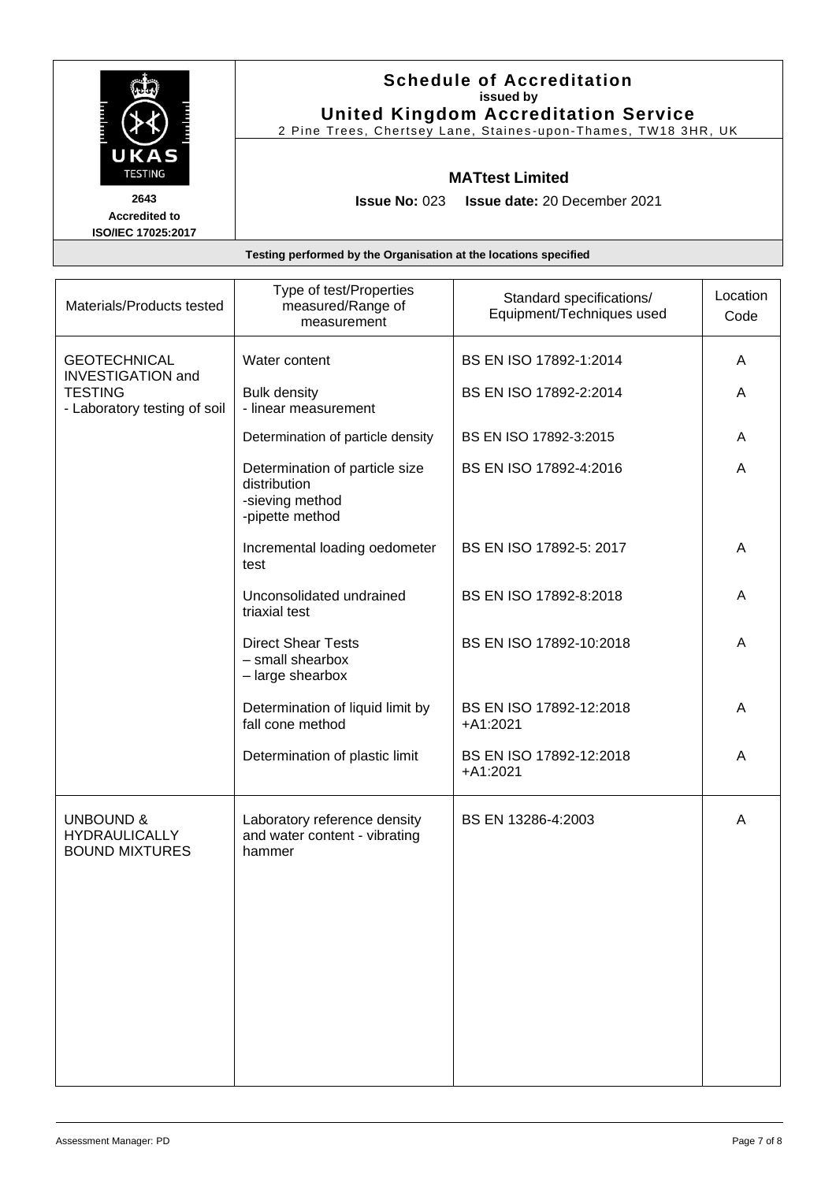**Schedule of Accreditation**
**issued by**
**United Kingdom Accreditation Service**
2 Pine Trees, Chertsey Lane, Staines-upon-Thames, TW18 3HR, UK

**2643**
**Accredited to**
**ISO/IEC 17025:2017**

**MATtest Limited**

**Issue No:** 023 **Issue date:** 20 December 2021

**Testing performed by the Organisation at the locations specified**

| Materials/Products tested | Type of test/Properties measured/Range of measurement | Standard specifications/ Equipment/Techniques used | Location Code |
|---|---|---|---|
| GEOTECHNICAL INVESTIGATION and TESTING - Laboratory testing of soil | Water content | BS EN ISO 17892-1:2014 | A |
| | Bulk density - linear measurement | BS EN ISO 17892-2:2014 | A |
| | Determination of particle density | BS EN ISO 17892-3:2015 | A |
| | Determination of particle size distribution -sieving method -pipette method | BS EN ISO 17892-4:2016 | A |
| | Incremental loading oedometer test | BS EN ISO 17892-5: 2017 | A |
| | Unconsolidated undrained triaxial test | BS EN ISO 17892-8:2018 | A |
| | Direct Shear Tests – small shearbox – large shearbox | BS EN ISO 17892-10:2018 | A |
| | Determination of liquid limit by fall cone method | BS EN ISO 17892-12:2018 +A1:2021 | A |
| | Determination of plastic limit | BS EN ISO 17892-12:2018 +A1:2021 | A |
| UNBOUND & HYDRAULICALLY BOUND MIXTURES | Laboratory reference density and water content - vibrating hammer | BS EN 13286-4:2003 | A |

Assessment Manager: PD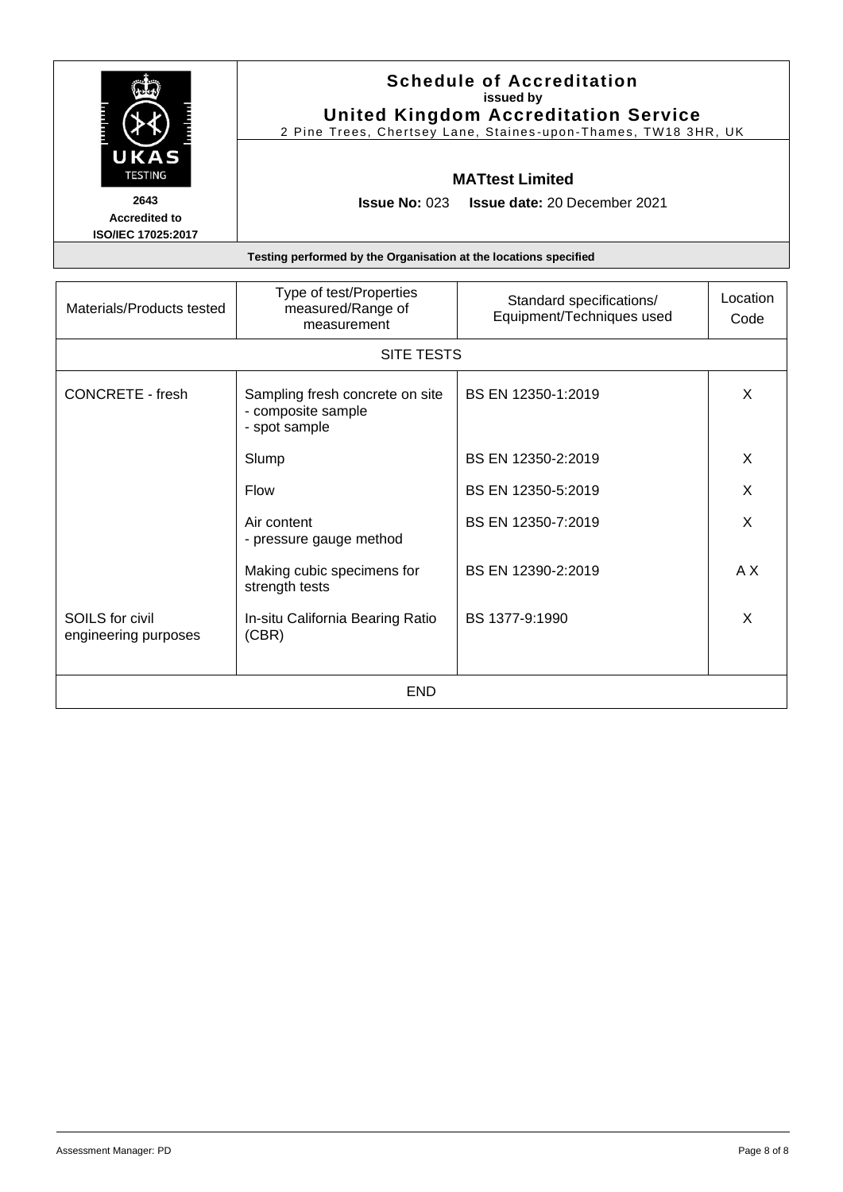# Schedule of Accreditation
**issued by**
## United Kingdom Accreditation Service
2 Pine Trees, Chertsey Lane, Staines-upon-Thames, TW18 3HR, UK

**2643**
**Accredited to**
**ISO/IEC 17025:2017**

## MATtest Limited

**Issue No:** 023 **Issue date:** 20 December 2021

**Testing performed by the Organisation at the locations specified**

| Materials/Products tested | Type of test/Properties measured/Range of measurement | Standard specifications/ Equipment/Techniques used | Location Code |
|---|---|---|---|
| SITE TESTS | | | |
| CONCRETE - fresh | Sampling fresh concrete on site<br>- composite sample<br>- spot sample | BS EN 12350-1:2019 | X |
| | Slump | BS EN 12350-2:2019 | X |
| | Flow | BS EN 12350-5:2019 | X |
| | Air content<br>- pressure gauge method | BS EN 12350-7:2019 | X |
| | Making cubic specimens for strength tests | BS EN 12390-2:2019 | A X |
| SOILS for civil engineering purposes | In-situ California Bearing Ratio (CBR) | BS 1377-9:1990 | X |
| END | | | |

Assessment Manager: PD